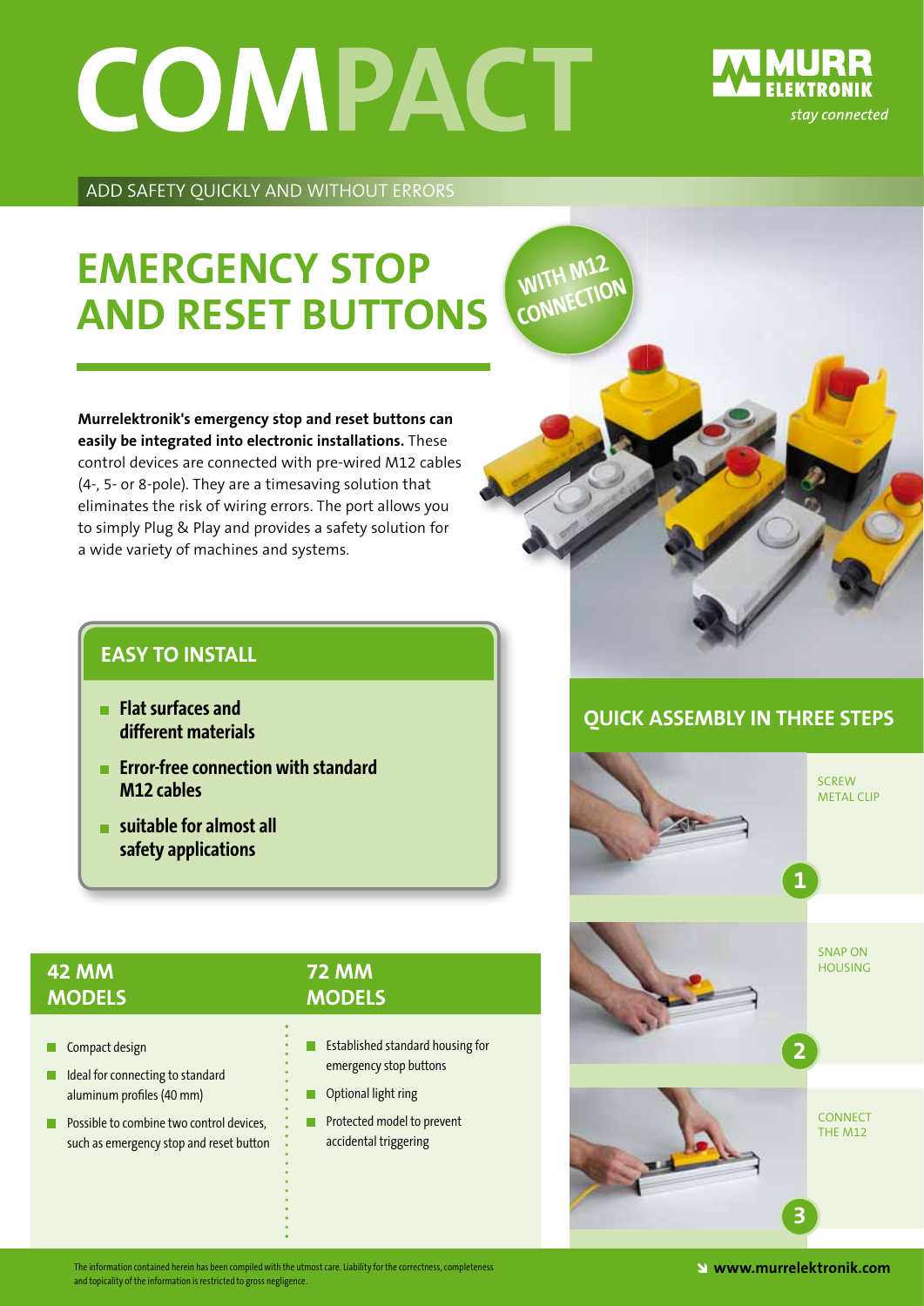# COMPACT

MURR ELEKTRONIK
*stay connected*

ADD SAFETY QUICKLY AND WITHOUT ERRORS

## EMERGENCY STOP AND RESET BUTTONS

WITH M12 CONNECTION

**Murrelektronik's emergency stop and reset buttons can easily be integrated into electronic installations.** These control devices are connected with pre-wired M12 cables (4-, 5- or 8-pole). They are a timesaving solution that eliminates the risk of wiring errors. The port allows you to simply Plug & Play and provides a safety solution for a wide variety of machines and systems.

### EASY TO INSTALL

- **Flat surfaces and different materials**
- **Error-free connection with standard M12 cables**
- **suitable for almost all safety applications**

### 42 MM MODELS

- Compact design
- Ideal for connecting to standard aluminum profiles (40 mm)
- Possible to combine two control devices, such as emergency stop and reset button

### 72 MM MODELS

- Established standard housing for emergency stop buttons
- Optional light ring
- Protected model to prevent accidental triggering

### QUICK ASSEMBLY IN THREE STEPS

1. SCREW METAL CLIP
2. SNAP ON HOUSING
3. CONNECT THE M12

The information contained herein has been compiled with the utmost care. Liability for the correctness, completeness and topicality of the information is restricted to gross negligence.

www.murrelektronik.com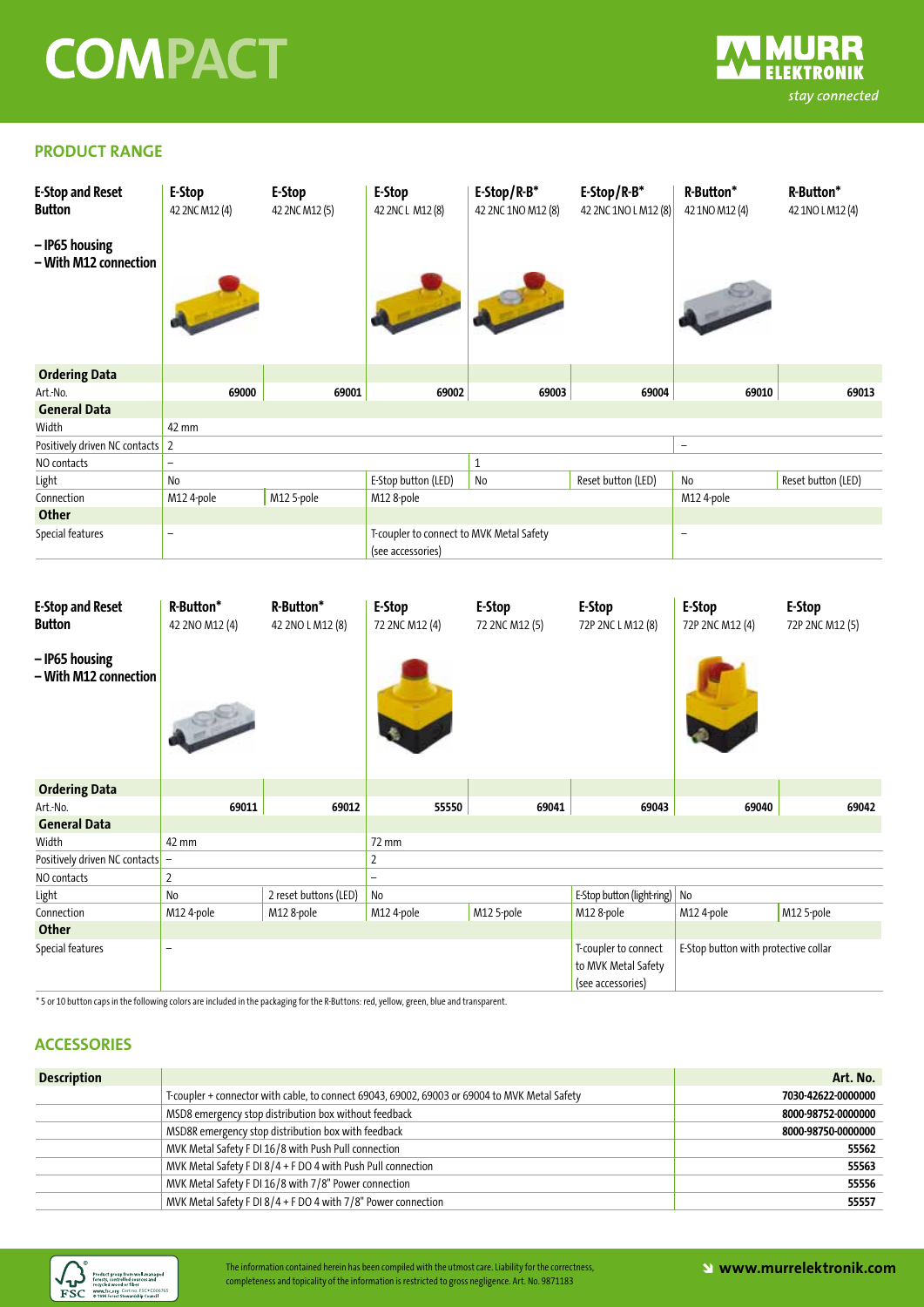# COMPACT

## PRODUCT RANGE

| E-Stop and Reset Button – IP65 housing – With M12 connection | E-Stop 42 2NC M12 (4) | E-Stop 42 2NC M12 (5) | E-Stop 42 2NC L M12 (8) | E-Stop/R-B* 42 2NC 1NO M12 (8) | E-Stop/R-B* 42 2NC 1NO L M12 (8) | R-Button* 42 1NO M12 (4) | R-Button* 42 1NO L M12 (4) |
|---|---|---|---|---|---|---|---|
| **Ordering Data** | | | | | | | |
| Art.-No. | 69000 | 69001 | 69002 | 69003 | 69004 | 69010 | 69013 |
| **General Data** | | | | | | | |
| Width | 42 mm | | | | | | |
| Positively driven NC contacts | 2 | | | | | – | |
| NO contacts | – | | | 1 | | | |
| Light | No | | E-Stop button (LED) | No | Reset button (LED) | No | Reset button (LED) |
| Connection | M12 4-pole | M12 5-pole | M12 8-pole | | | M12 4-pole | |
| **Other** | | | | | | | |
| Special features | – | | T-coupler to connect to MVK Metal Safety (see accessories) | | | – | |

| E-Stop and Reset Button – IP65 housing – With M12 connection | R-Button* 42 2NO M12 (4) | R-Button* 42 2NO L M12 (8) | E-Stop 72 2NC M12 (4) | E-Stop 72 2NC M12 (5) | E-Stop 72P 2NC L M12 (8) | E-Stop 72P 2NC M12 (4) | E-Stop 72P 2NC M12 (5) |
|---|---|---|---|---|---|---|---|
| **Ordering Data** | | | | | | | |
| Art.-No. | 69011 | 69012 | 55550 | 69041 | 69043 | 69040 | 69042 |
| **General Data** | | | | | | | |
| Width | 42 mm | | 72 mm | | | | |
| Positively driven NC contacts | – | | 2 | | | | |
| NO contacts | 2 | | – | | | | |
| Light | No | 2 reset buttons (LED) | No | | E-Stop button (light-ring) | No | |
| Connection | M12 4-pole | M12 8-pole | M12 4-pole | M12 5-pole | M12 8-pole | M12 4-pole | M12 5-pole |
| **Other** | | | | | | | |
| Special features | – | | | | T-coupler to connect to MVK Metal Safety (see accessories) | E-Stop button with protective collar | |

* 5 or 10 button caps in the following colors are included in the packaging for the R-Buttons: red, yellow, green, blue and transparent.

## ACCESSORIES

| Description | | Art. No. |
|---|---|---|
| | T-coupler + connector with cable, to connect 69043, 69002, 69003 or 69004 to MVK Metal Safety | 7030-42622-0000000 |
| | MSD8 emergency stop distribution box without feedback | 8000-98752-0000000 |
| | MSD8R emergency stop distribution box with feedback | 8000-98750-0000000 |
| | MVK Metal Safety F DI 16/8 with Push Pull connection | 55562 |
| | MVK Metal Safety F DI 8/4 + F DO 4 with Push Pull connection | 55563 |
| | MVK Metal Safety F DI 16/8 with 7/8" Power connection | 55556 |
| | MVK Metal Safety F DI 8/4 + F DO 4 with 7/8" Power connection | 55557 |

The information contained herein has been compiled with the utmost care. Liability for the correctness, completeness and topicality of the information is restricted to gross negligence. Art. No. 9871183

www.murrelektronik.com